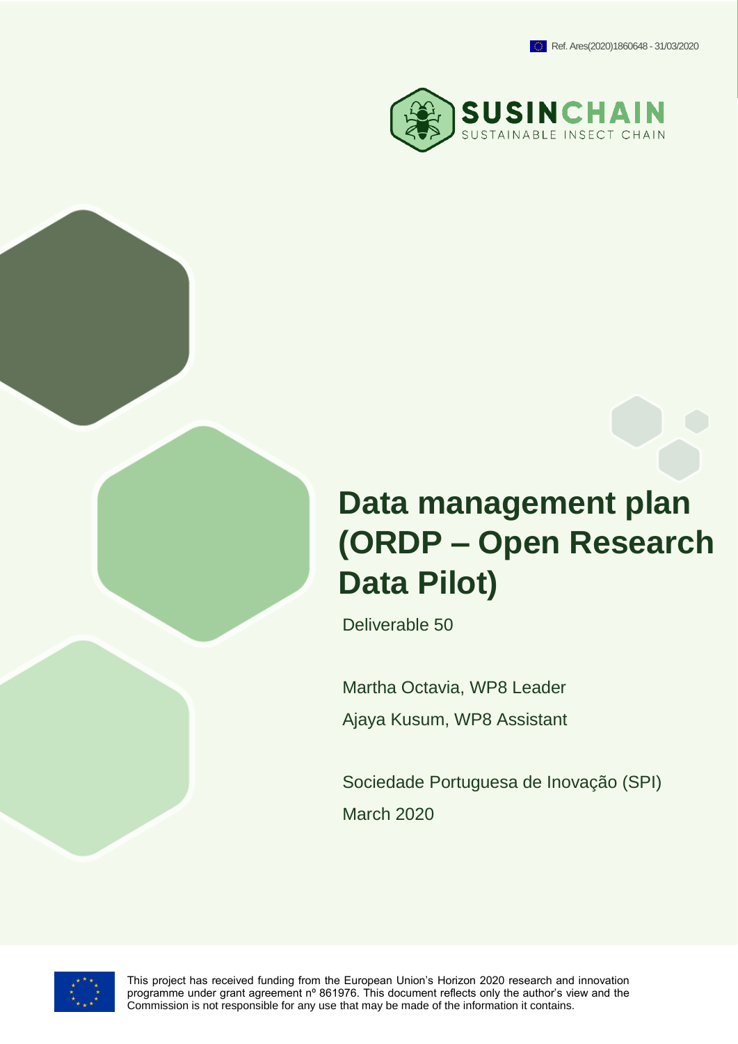Ref. Ares(2020)1860648 - 31/03/2020

SUSINCHAIN
SUSTAINABLE INSECT CHAIN

# Data management plan (ORDP – Open Research Data Pilot)

Deliverable 50

Martha Octavia, WP8 Leader

Ajaya Kusum, WP8 Assistant

Sociedade Portuguesa de Inovação (SPI)

March 2020

This project has received funding from the European Union's Horizon 2020 research and innovation programme under grant agreement nº 861976. This document reflects only the author's view and the Commission is not responsible for any use that may be made of the information it contains.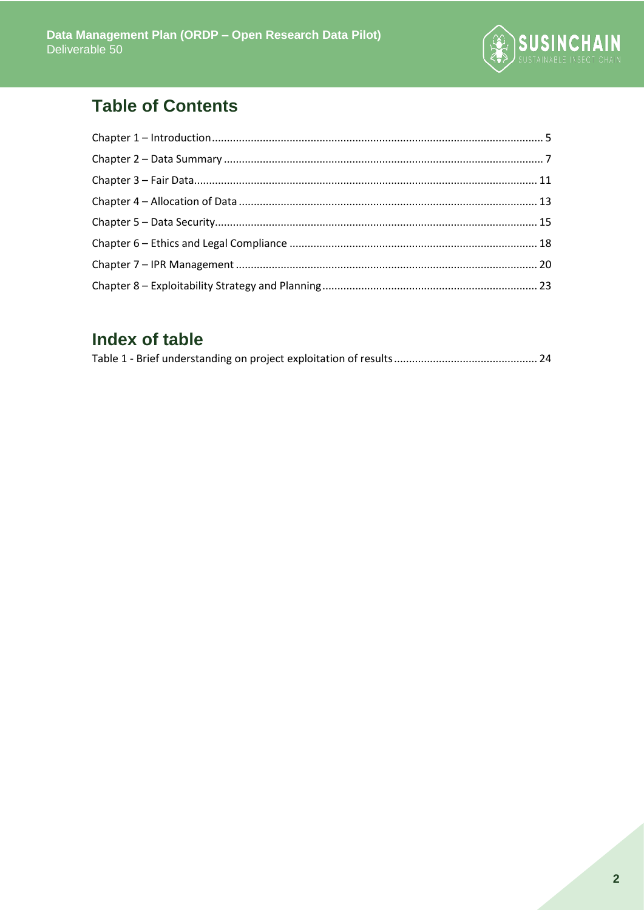## Table of Contents

Chapter 1 – Introduction ............................................................................................................. 5
Chapter 2 – Data Summary .......................................................................................................... 7
Chapter 3 – Fair Data................................................................................................................. 11
Chapter 4 – Allocation of Data ................................................................................................... 13
Chapter 5 – Data Security.......................................................................................................... 15
Chapter 6 – Ethics and Legal Compliance .................................................................................. 18
Chapter 7 – IPR Management .................................................................................................... 20
Chapter 8 – Exploitability Strategy and Planning ....................................................................... 23

## Index of table

Table 1 - Brief understanding on project exploitation of results ................................................ 24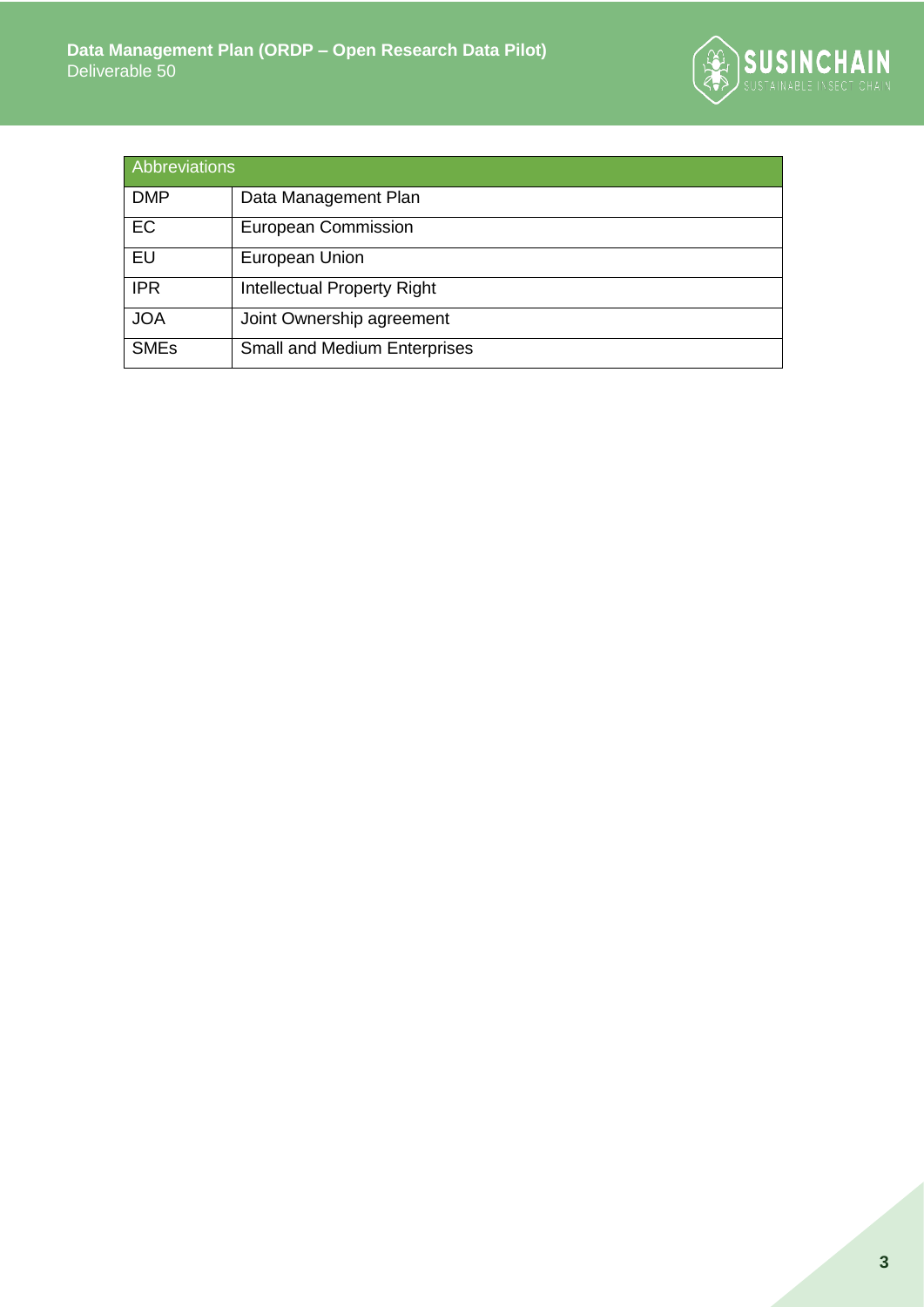| Abbreviations | |
|---|---|
| DMP | Data Management Plan |
| EC | European Commission |
| EU | European Union |
| IPR | Intellectual Property Right |
| JOA | Joint Ownership agreement |
| SMEs | Small and Medium Enterprises |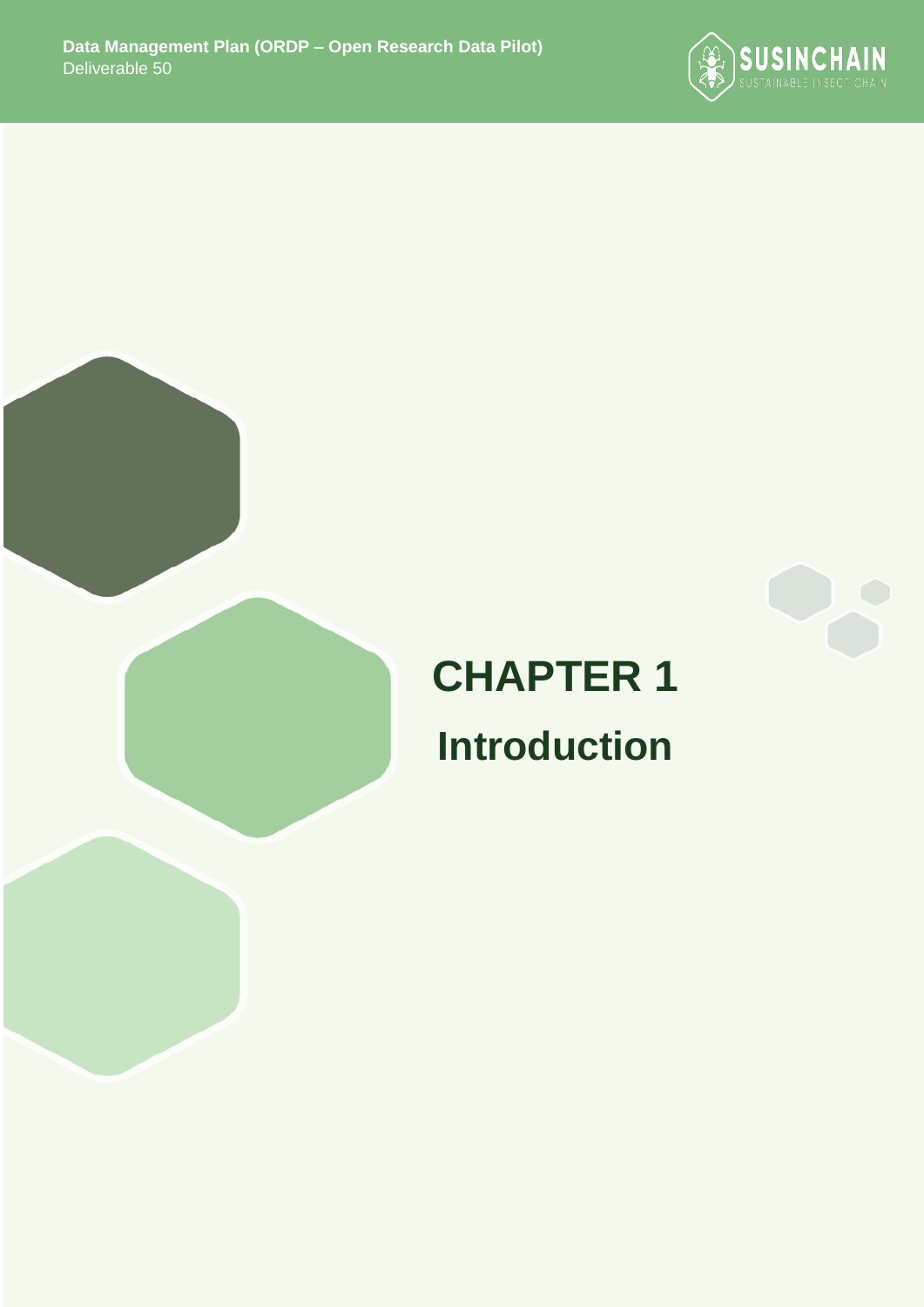# CHAPTER 1

# Introduction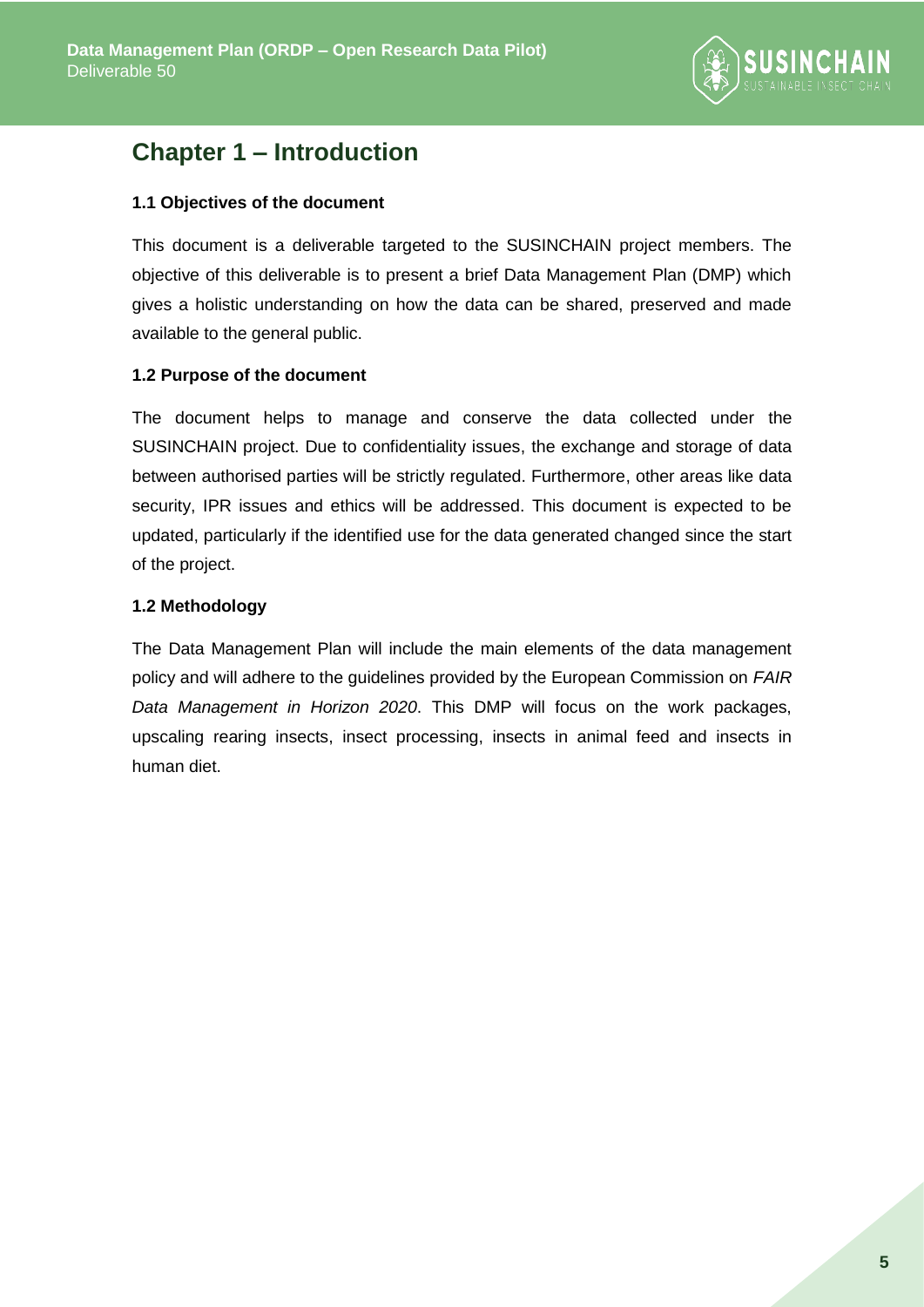# Chapter 1 – Introduction

### 1.1 Objectives of the document

This document is a deliverable targeted to the SUSINCHAIN project members. The objective of this deliverable is to present a brief Data Management Plan (DMP) which gives a holistic understanding on how the data can be shared, preserved and made available to the general public.

### 1.2 Purpose of the document

The document helps to manage and conserve the data collected under the SUSINCHAIN project. Due to confidentiality issues, the exchange and storage of data between authorised parties will be strictly regulated. Furthermore, other areas like data security, IPR issues and ethics will be addressed. This document is expected to be updated, particularly if the identified use for the data generated changed since the start of the project.

### 1.2 Methodology

The Data Management Plan will include the main elements of the data management policy and will adhere to the guidelines provided by the European Commission on *FAIR Data Management in Horizon 2020*. This DMP will focus on the work packages, upscaling rearing insects, insect processing, insects in animal feed and insects in human diet.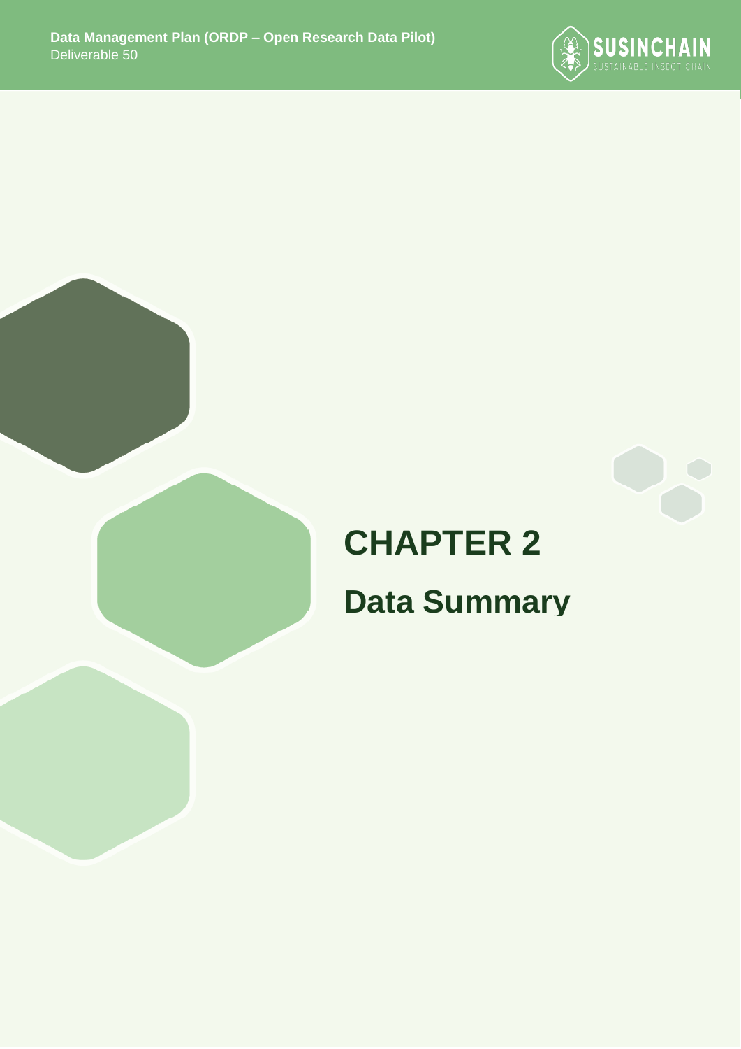# CHAPTER 2

# Data Summary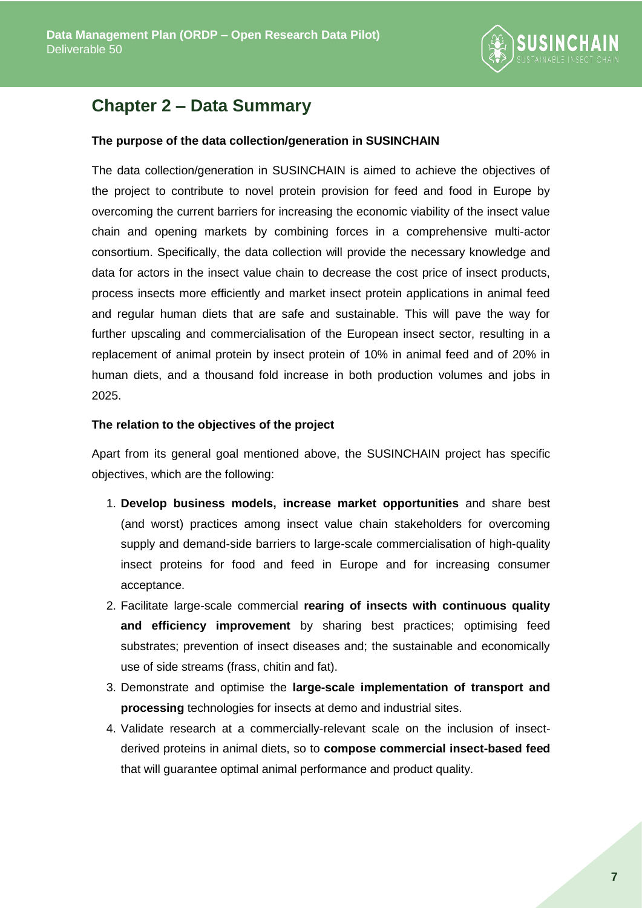## Chapter 2 – Data Summary

**The purpose of the data collection/generation in SUSINCHAIN**

The data collection/generation in SUSINCHAIN is aimed to achieve the objectives of the project to contribute to novel protein provision for feed and food in Europe by overcoming the current barriers for increasing the economic viability of the insect value chain and opening markets by combining forces in a comprehensive multi-actor consortium. Specifically, the data collection will provide the necessary knowledge and data for actors in the insect value chain to decrease the cost price of insect products, process insects more efficiently and market insect protein applications in animal feed and regular human diets that are safe and sustainable. This will pave the way for further upscaling and commercialisation of the European insect sector, resulting in a replacement of animal protein by insect protein of 10% in animal feed and of 20% in human diets, and a thousand fold increase in both production volumes and jobs in 2025.

**The relation to the objectives of the project**

Apart from its general goal mentioned above, the SUSINCHAIN project has specific objectives, which are the following:

1. **Develop business models, increase market opportunities** and share best (and worst) practices among insect value chain stakeholders for overcoming supply and demand-side barriers to large-scale commercialisation of high-quality insect proteins for food and feed in Europe and for increasing consumer acceptance.
2. Facilitate large-scale commercial **rearing of insects with continuous quality and efficiency improvement** by sharing best practices; optimising feed substrates; prevention of insect diseases and; the sustainable and economically use of side streams (frass, chitin and fat).
3. Demonstrate and optimise the **large-scale implementation of transport and processing** technologies for insects at demo and industrial sites.
4. Validate research at a commercially-relevant scale on the inclusion of insect-derived proteins in animal diets, so to **compose commercial insect-based feed** that will guarantee optimal animal performance and product quality.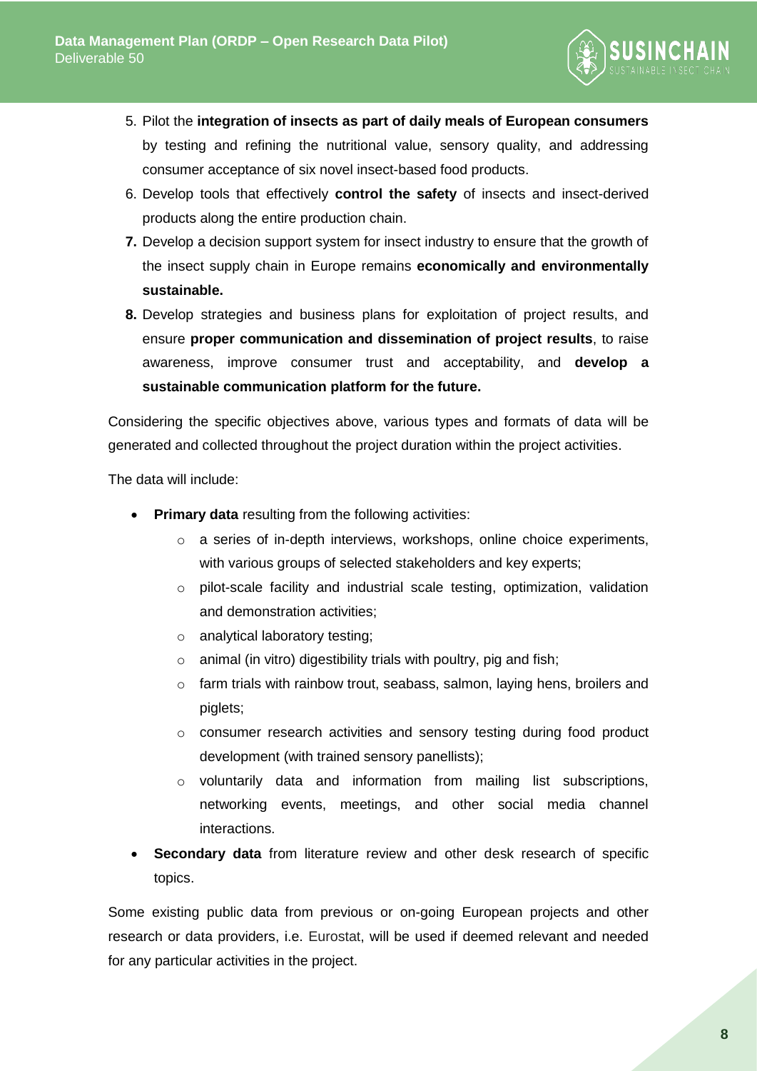5. Pilot the **integration of insects as part of daily meals of European consumers** by testing and refining the nutritional value, sensory quality, and addressing consumer acceptance of six novel insect-based food products.
6. Develop tools that effectively **control the safety** of insects and insect-derived products along the entire production chain.
7. Develop a decision support system for insect industry to ensure that the growth of the insect supply chain in Europe remains **economically and environmentally sustainable.**
8. Develop strategies and business plans for exploitation of project results, and ensure **proper communication and dissemination of project results**, to raise awareness, improve consumer trust and acceptability, and **develop a sustainable communication platform for the future.**

Considering the specific objectives above, various types and formats of data will be generated and collected throughout the project duration within the project activities.

The data will include:

- **Primary data** resulting from the following activities:
  - a series of in-depth interviews, workshops, online choice experiments, with various groups of selected stakeholders and key experts;
  - pilot-scale facility and industrial scale testing, optimization, validation and demonstration activities;
  - analytical laboratory testing;
  - animal (in vitro) digestibility trials with poultry, pig and fish;
  - farm trials with rainbow trout, seabass, salmon, laying hens, broilers and piglets;
  - consumer research activities and sensory testing during food product development (with trained sensory panellists);
  - voluntarily data and information from mailing list subscriptions, networking events, meetings, and other social media channel interactions.
- **Secondary data** from literature review and other desk research of specific topics.

Some existing public data from previous or on-going European projects and other research or data providers, i.e. Eurostat, will be used if deemed relevant and needed for any particular activities in the project.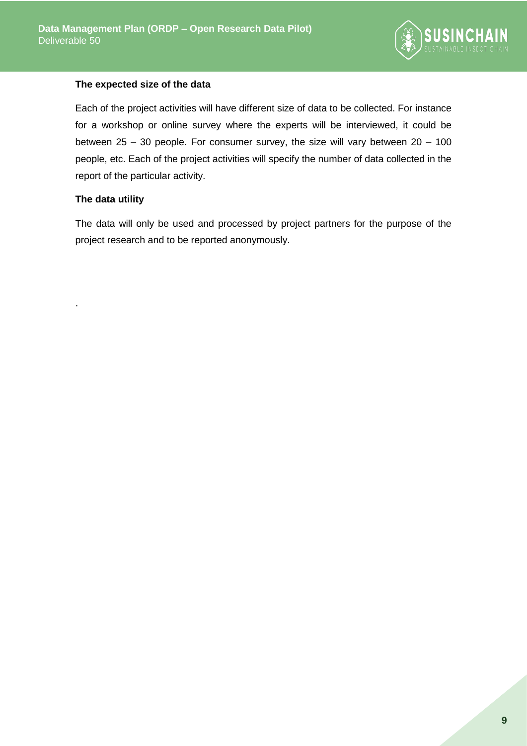**The expected size of the data**

Each of the project activities will have different size of data to be collected. For instance for a workshop or online survey where the experts will be interviewed, it could be between 25 – 30 people. For consumer survey, the size will vary between 20 – 100 people, etc. Each of the project activities will specify the number of data collected in the report of the particular activity.

**The data utility**

The data will only be used and processed by project partners for the purpose of the project research and to be reported anonymously.

.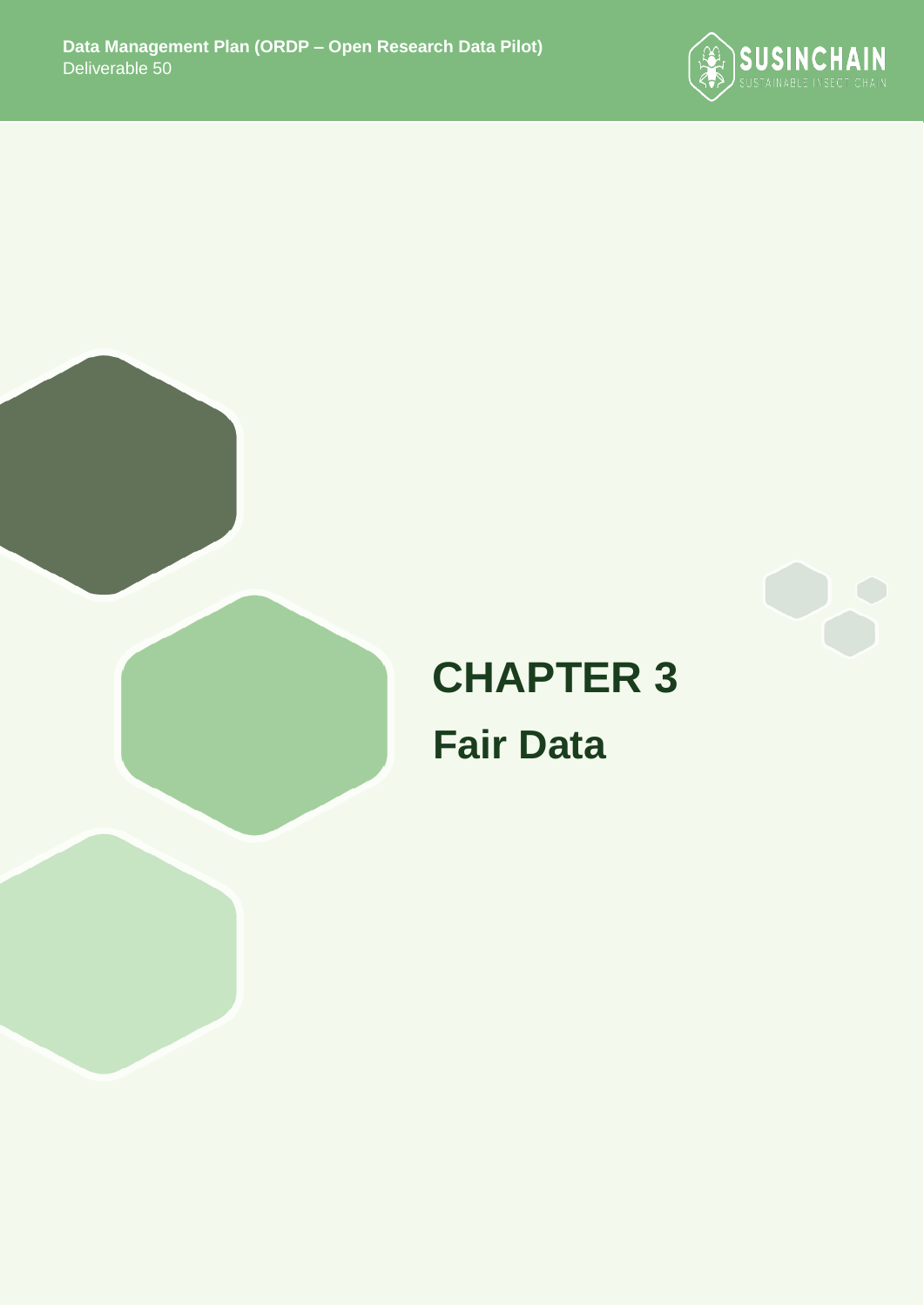# CHAPTER 3

## Fair Data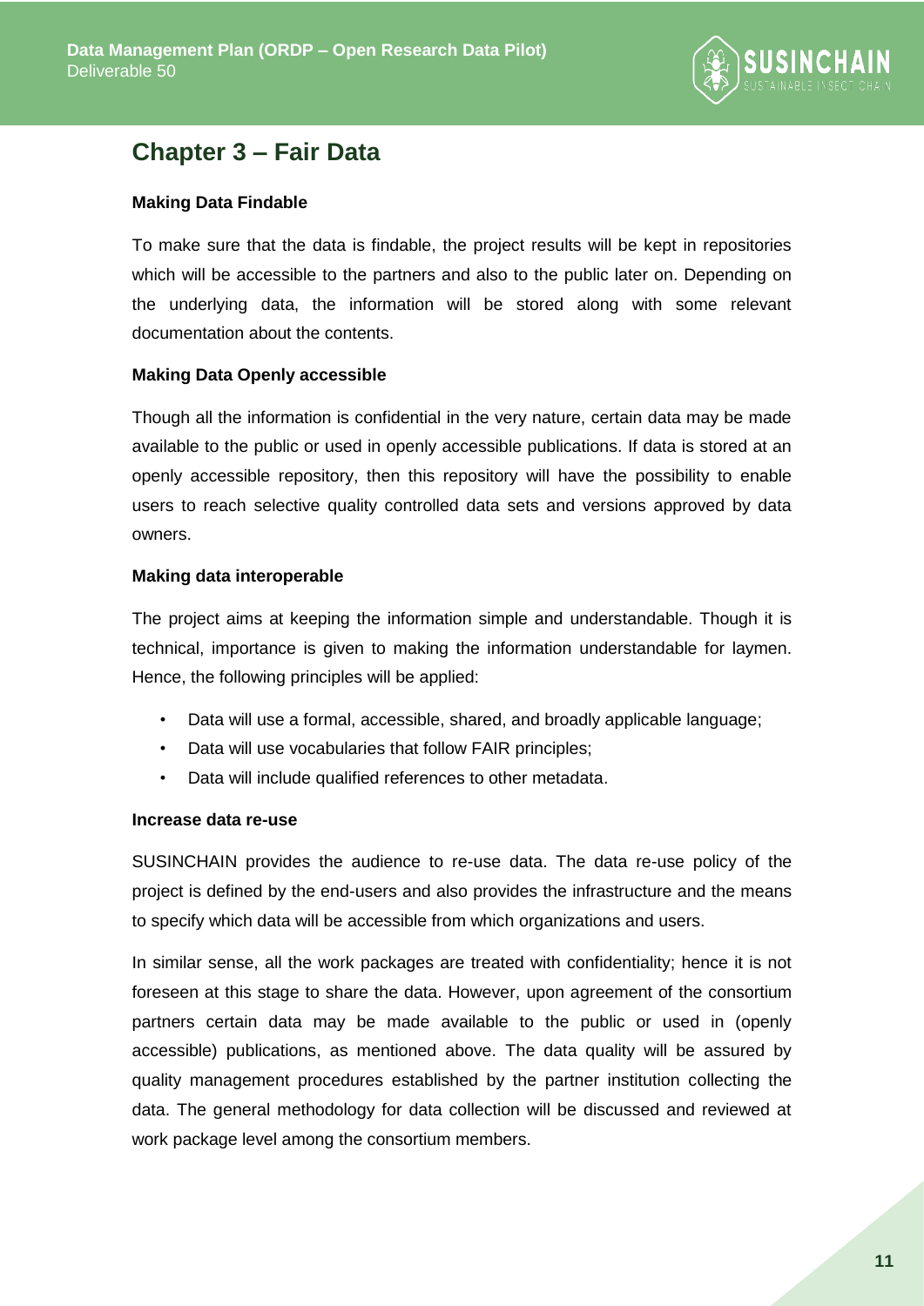# Chapter 3 – Fair Data

**Making Data Findable**

To make sure that the data is findable, the project results will be kept in repositories which will be accessible to the partners and also to the public later on. Depending on the underlying data, the information will be stored along with some relevant documentation about the contents.

**Making Data Openly accessible**

Though all the information is confidential in the very nature, certain data may be made available to the public or used in openly accessible publications. If data is stored at an openly accessible repository, then this repository will have the possibility to enable users to reach selective quality controlled data sets and versions approved by data owners.

**Making data interoperable**

The project aims at keeping the information simple and understandable. Though it is technical, importance is given to making the information understandable for laymen. Hence, the following principles will be applied:

- Data will use a formal, accessible, shared, and broadly applicable language;
- Data will use vocabularies that follow FAIR principles;
- Data will include qualified references to other metadata.

**Increase data re-use**

SUSINCHAIN provides the audience to re-use data. The data re-use policy of the project is defined by the end-users and also provides the infrastructure and the means to specify which data will be accessible from which organizations and users.

In similar sense, all the work packages are treated with confidentiality; hence it is not foreseen at this stage to share the data. However, upon agreement of the consortium partners certain data may be made available to the public or used in (openly accessible) publications, as mentioned above. The data quality will be assured by quality management procedures established by the partner institution collecting the data. The general methodology for data collection will be discussed and reviewed at work package level among the consortium members.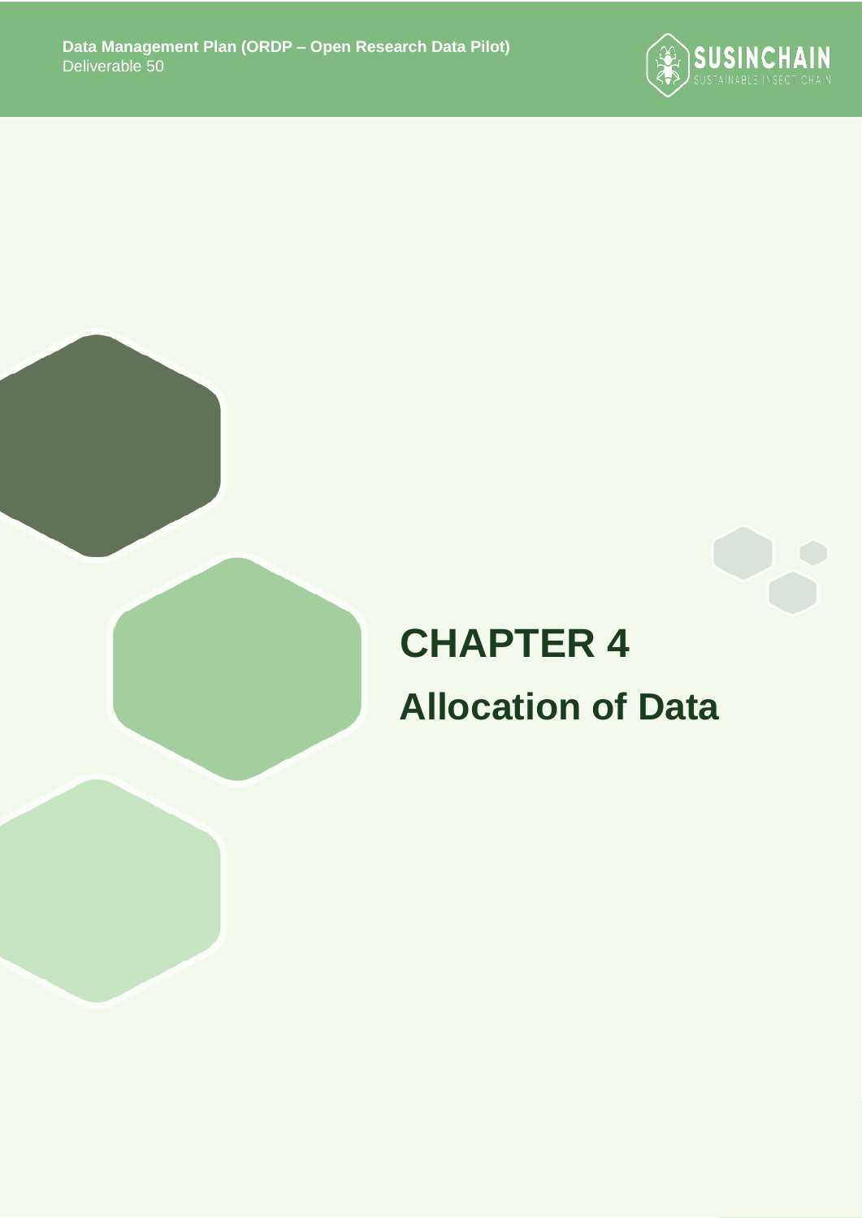# CHAPTER 4

# Allocation of Data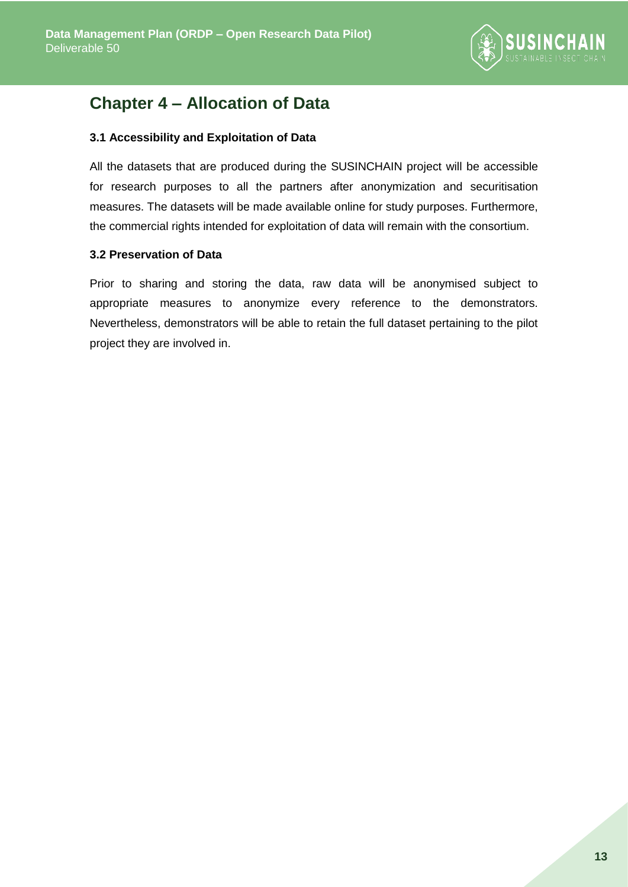# Chapter 4 – Allocation of Data

### 3.1 Accessibility and Exploitation of Data

All the datasets that are produced during the SUSINCHAIN project will be accessible for research purposes to all the partners after anonymization and securitisation measures. The datasets will be made available online for study purposes. Furthermore, the commercial rights intended for exploitation of data will remain with the consortium.

### 3.2 Preservation of Data

Prior to sharing and storing the data, raw data will be anonymised subject to appropriate measures to anonymize every reference to the demonstrators. Nevertheless, demonstrators will be able to retain the full dataset pertaining to the pilot project they are involved in.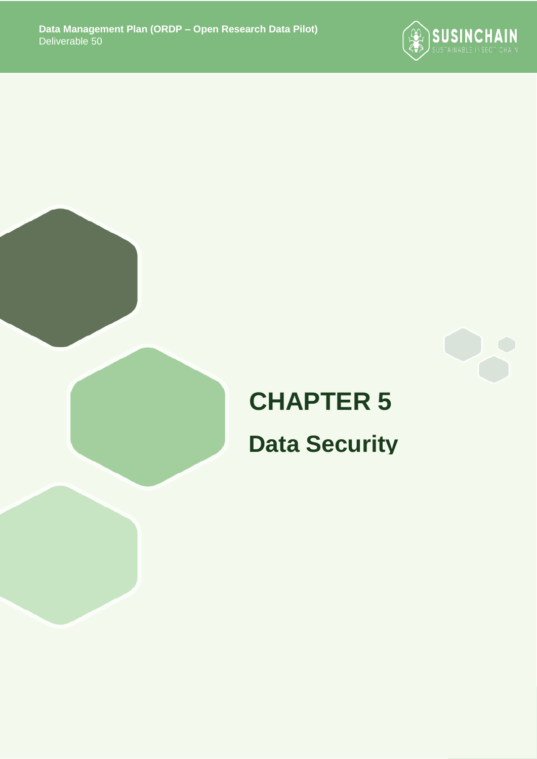# CHAPTER 5

## Data Security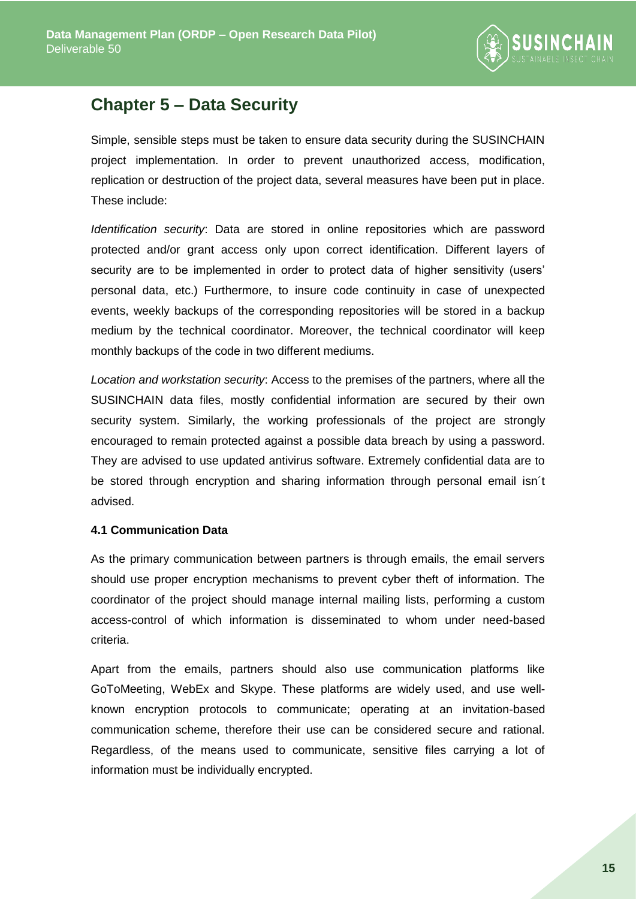## Chapter 5 – Data Security

Simple, sensible steps must be taken to ensure data security during the SUSINCHAIN project implementation. In order to prevent unauthorized access, modification, replication or destruction of the project data, several measures have been put in place. These include:

*Identification security*: Data are stored in online repositories which are password protected and/or grant access only upon correct identification. Different layers of security are to be implemented in order to protect data of higher sensitivity (users' personal data, etc.) Furthermore, to insure code continuity in case of unexpected events, weekly backups of the corresponding repositories will be stored in a backup medium by the technical coordinator. Moreover, the technical coordinator will keep monthly backups of the code in two different mediums.

*Location and workstation security*: Access to the premises of the partners, where all the SUSINCHAIN data files, mostly confidential information are secured by their own security system. Similarly, the working professionals of the project are strongly encouraged to remain protected against a possible data breach by using a password. They are advised to use updated antivirus software. Extremely confidential data are to be stored through encryption and sharing information through personal email isn´t advised.

#### 4.1 Communication Data

As the primary communication between partners is through emails, the email servers should use proper encryption mechanisms to prevent cyber theft of information. The coordinator of the project should manage internal mailing lists, performing a custom access-control of which information is disseminated to whom under need-based criteria.

Apart from the emails, partners should also use communication platforms like GoToMeeting, WebEx and Skype. These platforms are widely used, and use well-known encryption protocols to communicate; operating at an invitation-based communication scheme, therefore their use can be considered secure and rational. Regardless, of the means used to communicate, sensitive files carrying a lot of information must be individually encrypted.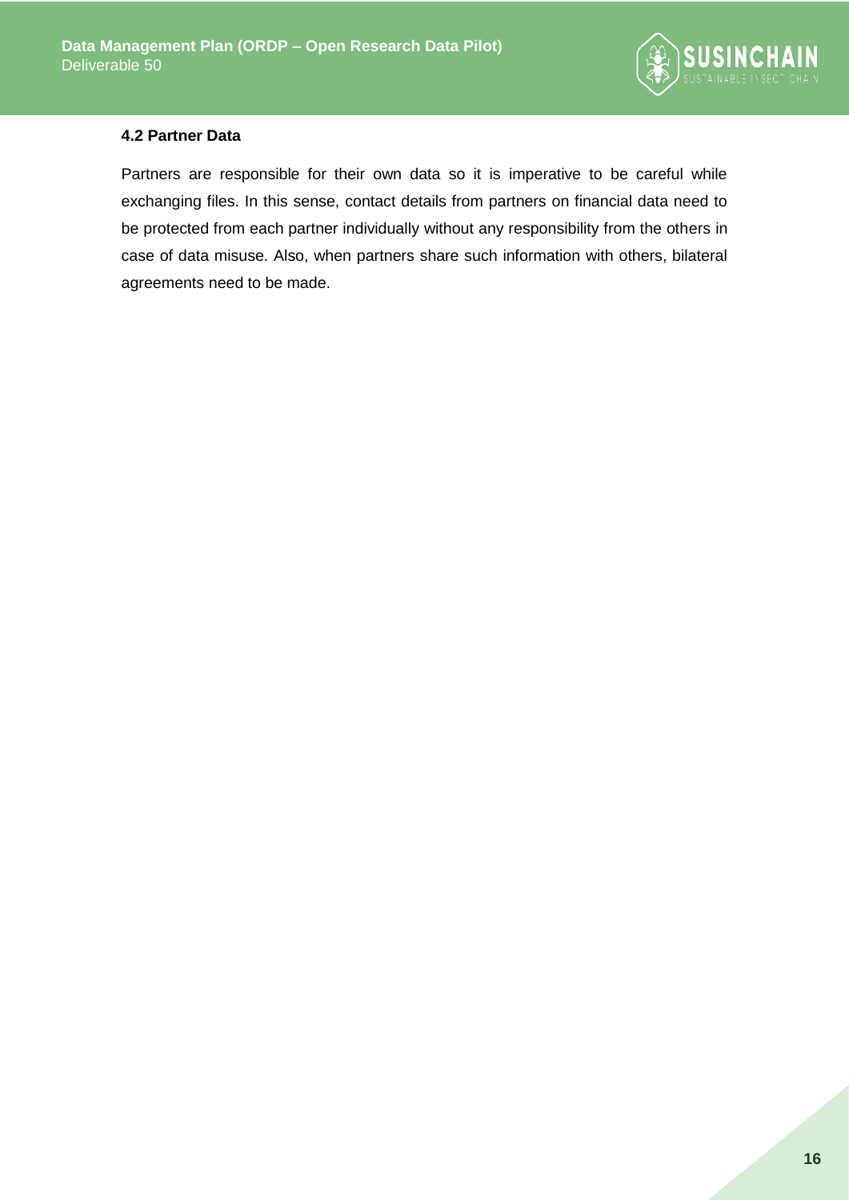### 4.2 Partner Data

Partners are responsible for their own data so it is imperative to be careful while exchanging files. In this sense, contact details from partners on financial data need to be protected from each partner individually without any responsibility from the others in case of data misuse. Also, when partners share such information with others, bilateral agreements need to be made.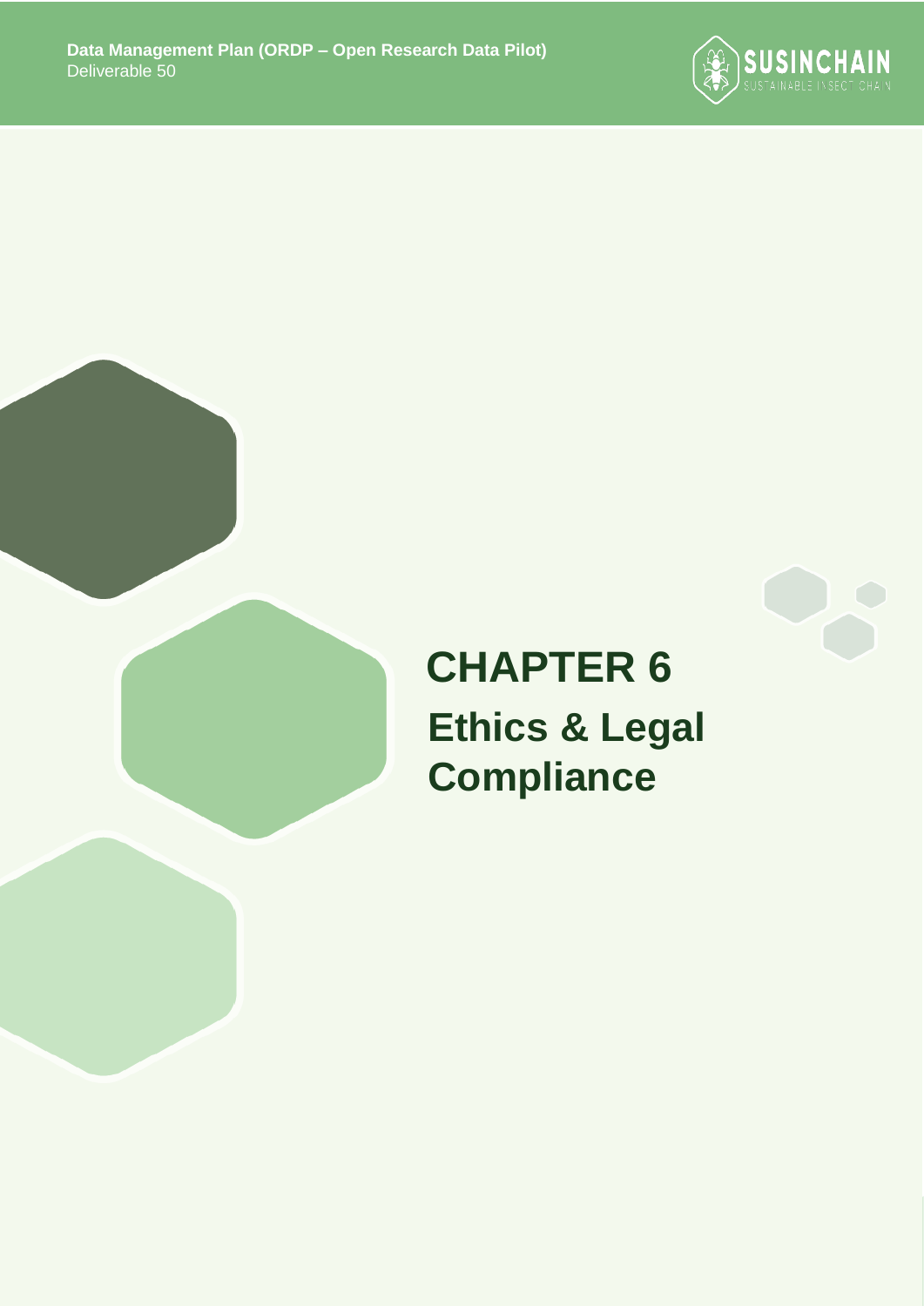# CHAPTER 6

## Ethics & Legal Compliance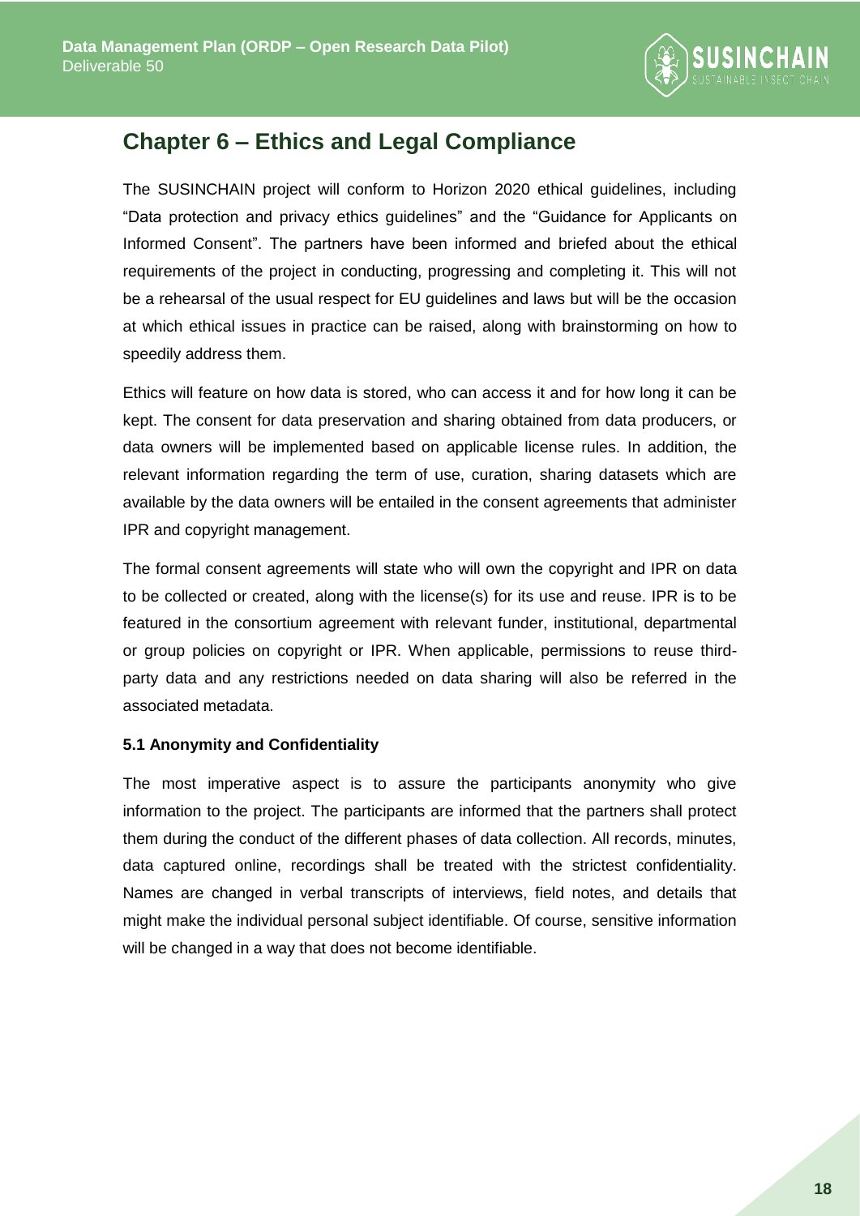# Chapter 6 – Ethics and Legal Compliance

The SUSINCHAIN project will conform to Horizon 2020 ethical guidelines, including "Data protection and privacy ethics guidelines" and the "Guidance for Applicants on Informed Consent". The partners have been informed and briefed about the ethical requirements of the project in conducting, progressing and completing it. This will not be a rehearsal of the usual respect for EU guidelines and laws but will be the occasion at which ethical issues in practice can be raised, along with brainstorming on how to speedily address them.

Ethics will feature on how data is stored, who can access it and for how long it can be kept. The consent for data preservation and sharing obtained from data producers, or data owners will be implemented based on applicable license rules. In addition, the relevant information regarding the term of use, curation, sharing datasets which are available by the data owners will be entailed in the consent agreements that administer IPR and copyright management.

The formal consent agreements will state who will own the copyright and IPR on data to be collected or created, along with the license(s) for its use and reuse. IPR is to be featured in the consortium agreement with relevant funder, institutional, departmental or group policies on copyright or IPR. When applicable, permissions to reuse third-party data and any restrictions needed on data sharing will also be referred in the associated metadata.

### 5.1 Anonymity and Confidentiality

The most imperative aspect is to assure the participants anonymity who give information to the project. The participants are informed that the partners shall protect them during the conduct of the different phases of data collection. All records, minutes, data captured online, recordings shall be treated with the strictest confidentiality. Names are changed in verbal transcripts of interviews, field notes, and details that might make the individual personal subject identifiable. Of course, sensitive information will be changed in a way that does not become identifiable.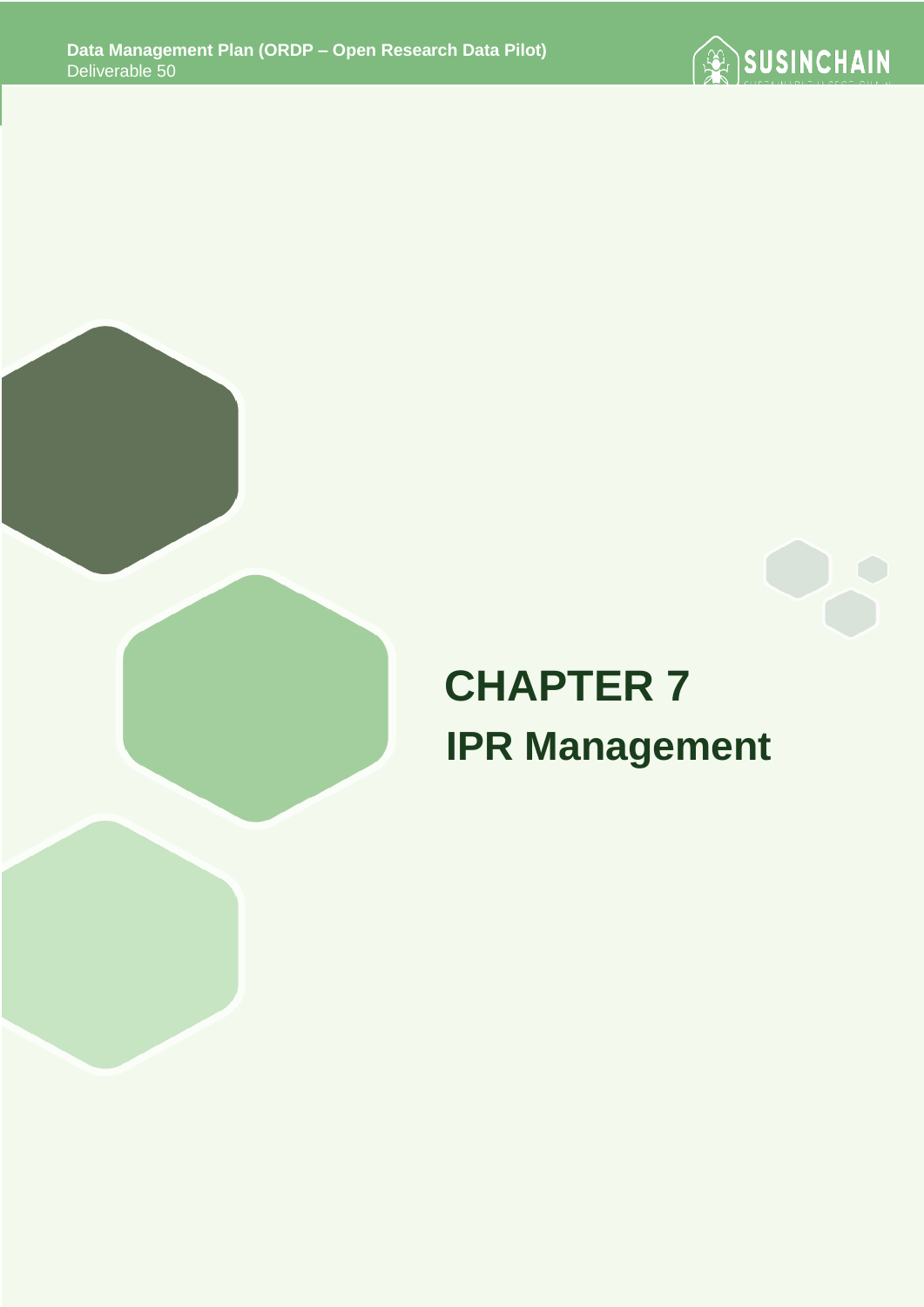# CHAPTER 7

# IPR Management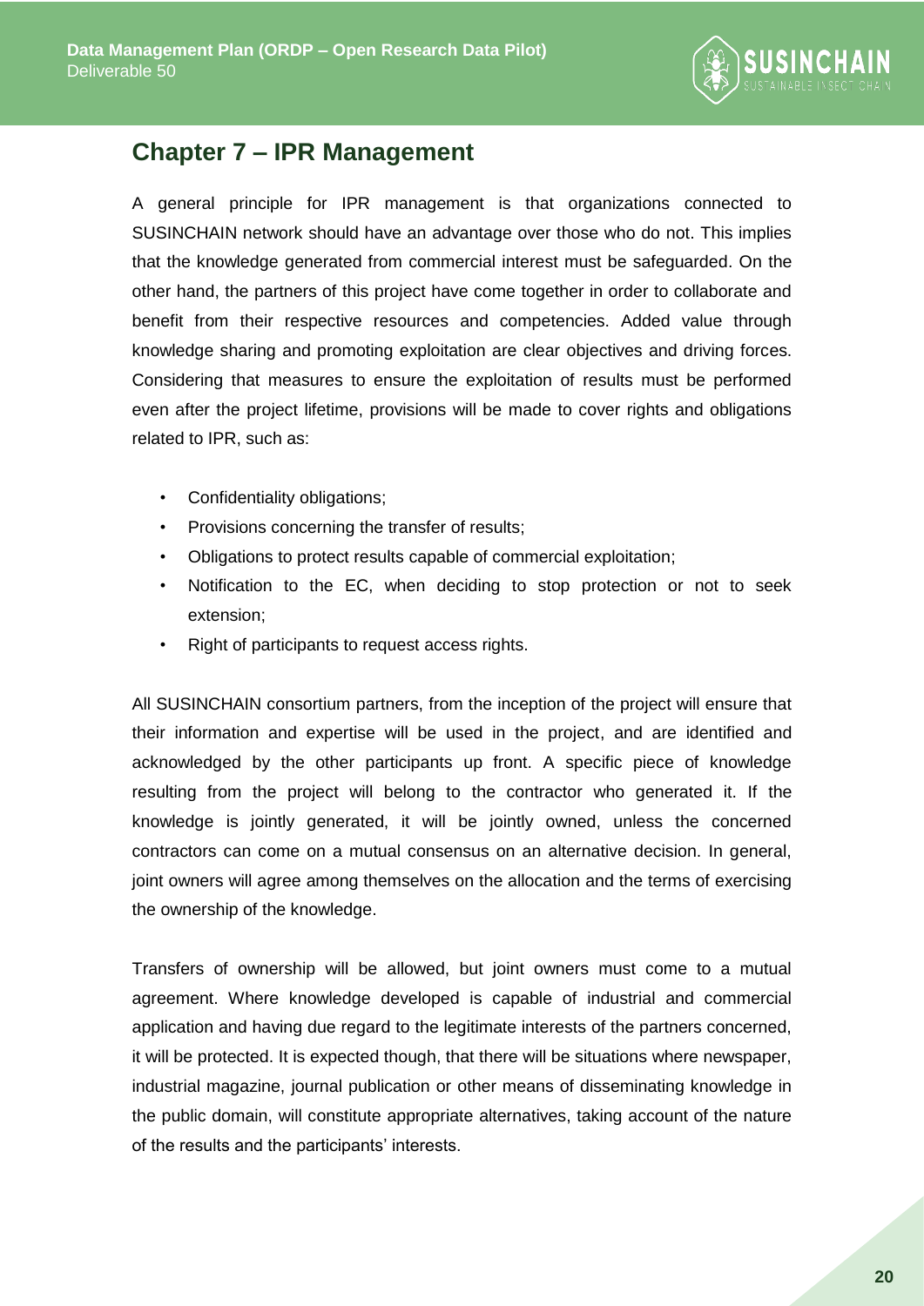## Chapter 7 – IPR Management

A general principle for IPR management is that organizations connected to SUSINCHAIN network should have an advantage over those who do not. This implies that the knowledge generated from commercial interest must be safeguarded. On the other hand, the partners of this project have come together in order to collaborate and benefit from their respective resources and competencies. Added value through knowledge sharing and promoting exploitation are clear objectives and driving forces. Considering that measures to ensure the exploitation of results must be performed even after the project lifetime, provisions will be made to cover rights and obligations related to IPR, such as:

- Confidentiality obligations;
- Provisions concerning the transfer of results;
- Obligations to protect results capable of commercial exploitation;
- Notification to the EC, when deciding to stop protection or not to seek extension;
- Right of participants to request access rights.

All SUSINCHAIN consortium partners, from the inception of the project will ensure that their information and expertise will be used in the project, and are identified and acknowledged by the other participants up front. A specific piece of knowledge resulting from the project will belong to the contractor who generated it. If the knowledge is jointly generated, it will be jointly owned, unless the concerned contractors can come on a mutual consensus on an alternative decision. In general, joint owners will agree among themselves on the allocation and the terms of exercising the ownership of the knowledge.

Transfers of ownership will be allowed, but joint owners must come to a mutual agreement. Where knowledge developed is capable of industrial and commercial application and having due regard to the legitimate interests of the partners concerned, it will be protected. It is expected though, that there will be situations where newspaper, industrial magazine, journal publication or other means of disseminating knowledge in the public domain, will constitute appropriate alternatives, taking account of the nature of the results and the participants' interests.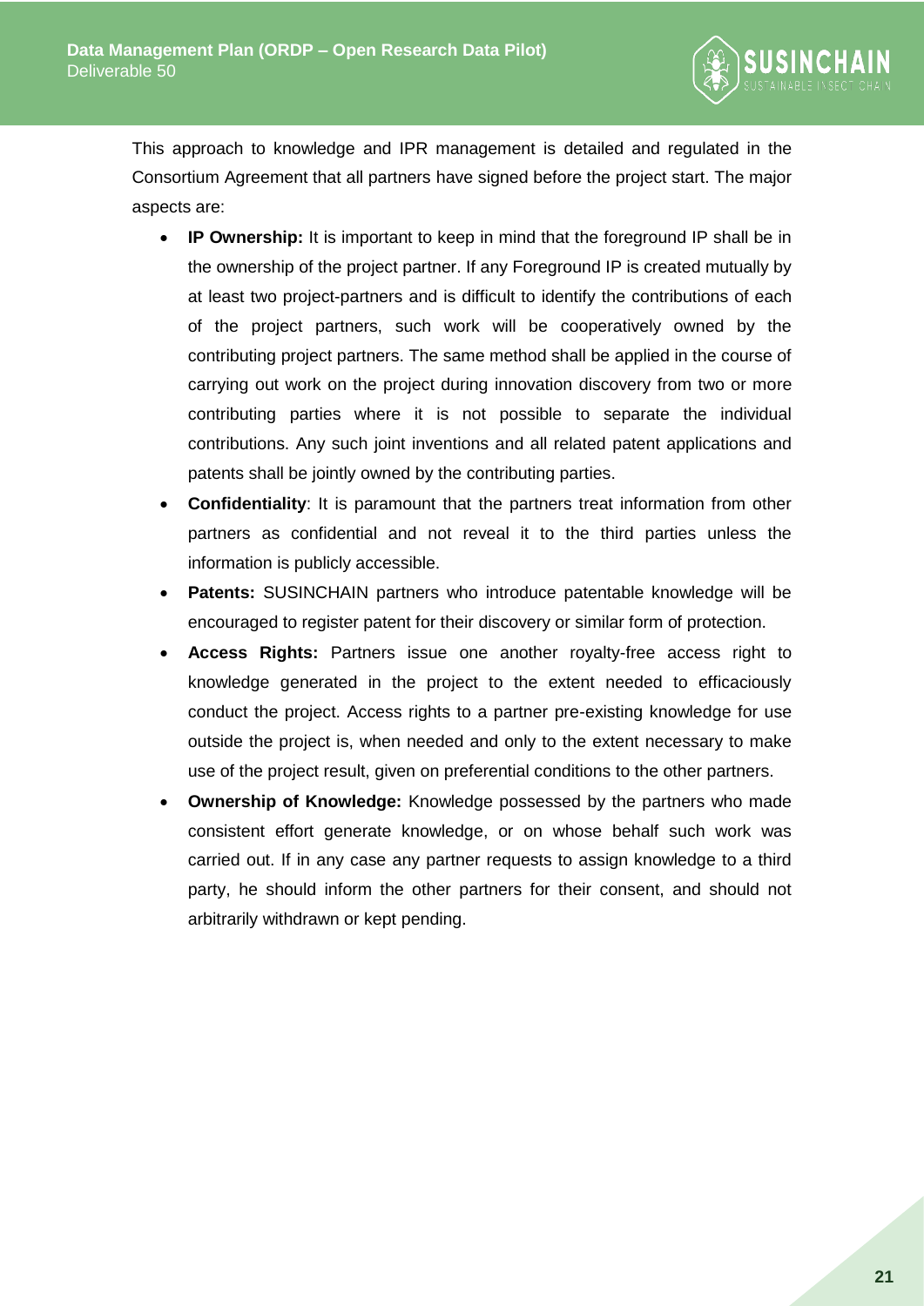This approach to knowledge and IPR management is detailed and regulated in the Consortium Agreement that all partners have signed before the project start. The major aspects are:

- **IP Ownership:** It is important to keep in mind that the foreground IP shall be in the ownership of the project partner. If any Foreground IP is created mutually by at least two project-partners and is difficult to identify the contributions of each of the project partners, such work will be cooperatively owned by the contributing project partners. The same method shall be applied in the course of carrying out work on the project during innovation discovery from two or more contributing parties where it is not possible to separate the individual contributions. Any such joint inventions and all related patent applications and patents shall be jointly owned by the contributing parties.
- **Confidentiality**: It is paramount that the partners treat information from other partners as confidential and not reveal it to the third parties unless the information is publicly accessible.
- **Patents:** SUSINCHAIN partners who introduce patentable knowledge will be encouraged to register patent for their discovery or similar form of protection.
- **Access Rights:** Partners issue one another royalty-free access right to knowledge generated in the project to the extent needed to efficaciously conduct the project. Access rights to a partner pre-existing knowledge for use outside the project is, when needed and only to the extent necessary to make use of the project result, given on preferential conditions to the other partners.
- **Ownership of Knowledge:** Knowledge possessed by the partners who made consistent effort generate knowledge, or on whose behalf such work was carried out. If in any case any partner requests to assign knowledge to a third party, he should inform the other partners for their consent, and should not arbitrarily withdrawn or kept pending.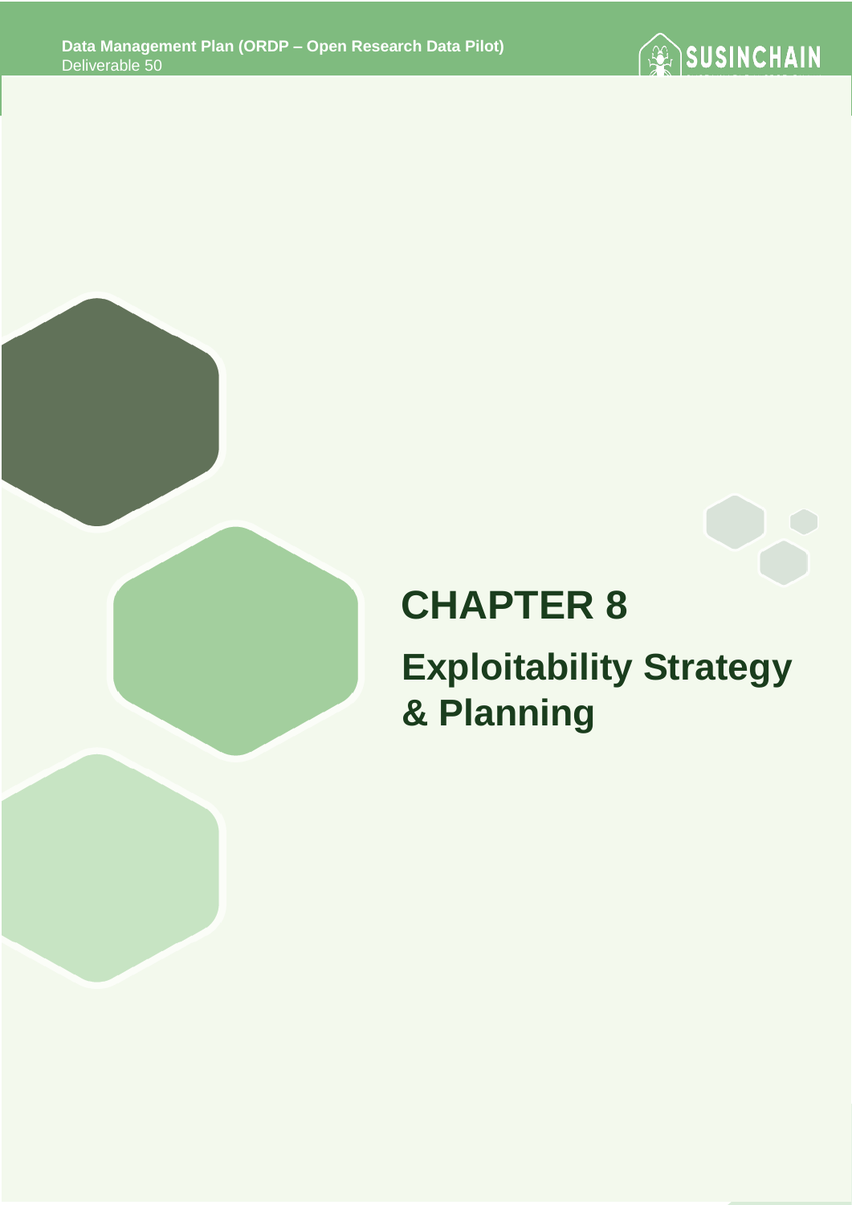# CHAPTER 8

## Exploitability Strategy & Planning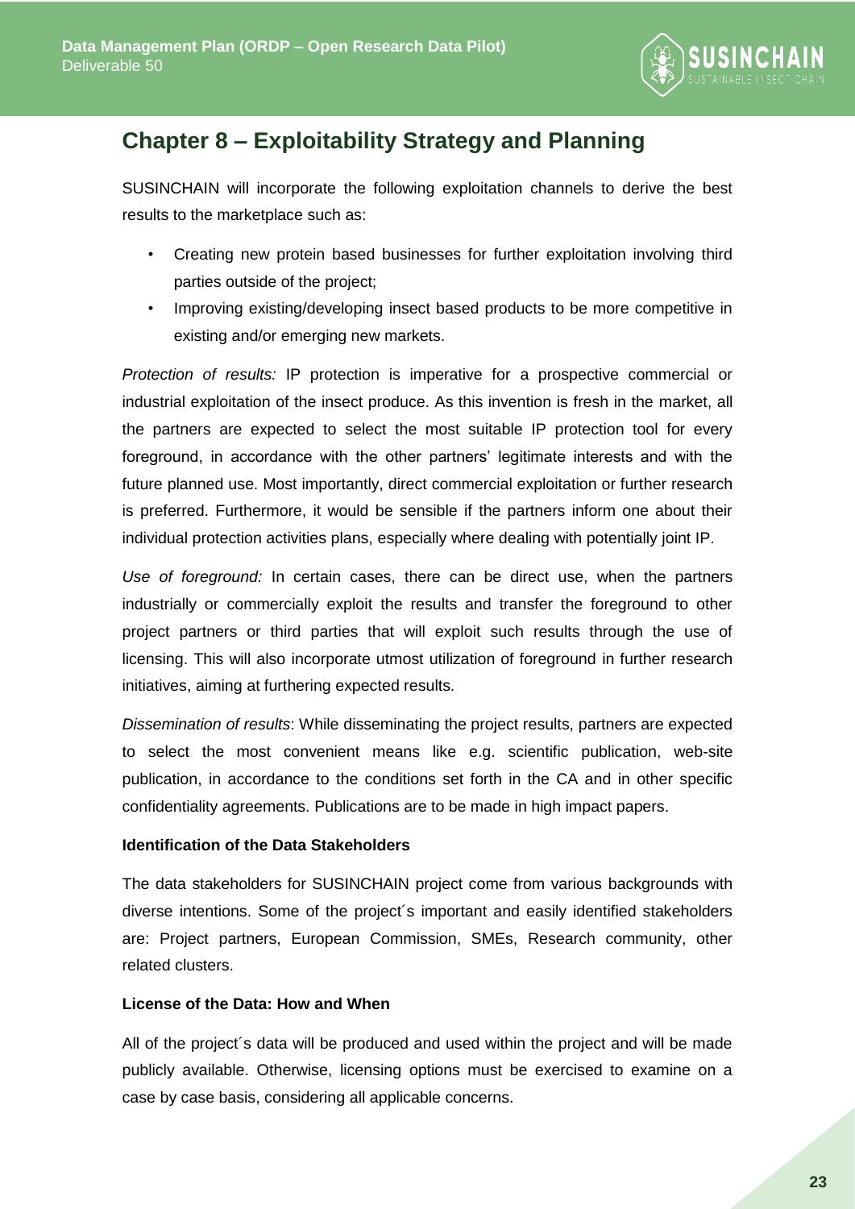## Chapter 8 – Exploitability Strategy and Planning

SUSINCHAIN will incorporate the following exploitation channels to derive the best results to the marketplace such as:

- Creating new protein based businesses for further exploitation involving third parties outside of the project;
- Improving existing/developing insect based products to be more competitive in existing and/or emerging new markets.

*Protection of results:* IP protection is imperative for a prospective commercial or industrial exploitation of the insect produce. As this invention is fresh in the market, all the partners are expected to select the most suitable IP protection tool for every foreground, in accordance with the other partners' legitimate interests and with the future planned use. Most importantly, direct commercial exploitation or further research is preferred. Furthermore, it would be sensible if the partners inform one about their individual protection activities plans, especially where dealing with potentially joint IP.

*Use of foreground:* In certain cases, there can be direct use, when the partners industrially or commercially exploit the results and transfer the foreground to other project partners or third parties that will exploit such results through the use of licensing. This will also incorporate utmost utilization of foreground in further research initiatives, aiming at furthering expected results.

*Dissemination of results*: While disseminating the project results, partners are expected to select the most convenient means like e.g. scientific publication, web-site publication, in accordance to the conditions set forth in the CA and in other specific confidentiality agreements. Publications are to be made in high impact papers.

**Identification of the Data Stakeholders**

The data stakeholders for SUSINCHAIN project come from various backgrounds with diverse intentions. Some of the project´s important and easily identified stakeholders are: Project partners, European Commission, SMEs, Research community, other related clusters.

**License of the Data: How and When**

All of the project´s data will be produced and used within the project and will be made publicly available. Otherwise, licensing options must be exercised to examine on a case by case basis, considering all applicable concerns.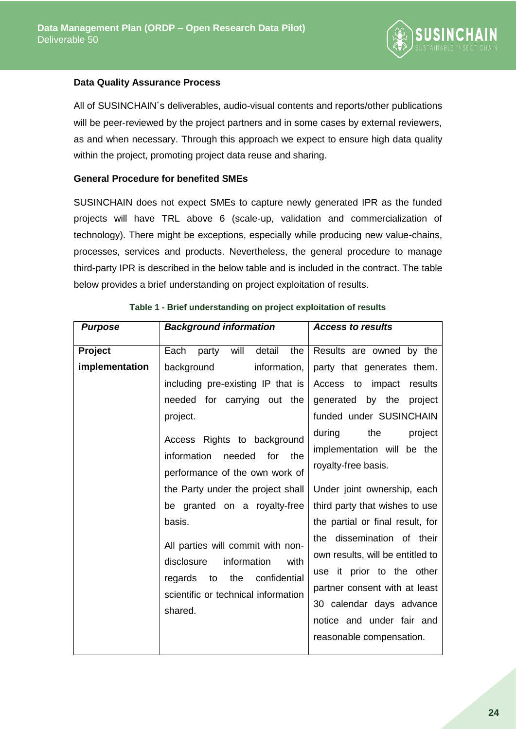**Data Quality Assurance Process**

All of SUSINCHAIN´s deliverables, audio-visual contents and reports/other publications will be peer-reviewed by the project partners and in some cases by external reviewers, as and when necessary. Through this approach we expect to ensure high data quality within the project, promoting project data reuse and sharing.

**General Procedure for benefited SMEs**

SUSINCHAIN does not expect SMEs to capture newly generated IPR as the funded projects will have TRL above 6 (scale-up, validation and commercialization of technology). There might be exceptions, especially while producing new value-chains, processes, services and products. Nevertheless, the general procedure to manage third-party IPR is described in the below table and is included in the contract. The table below provides a brief understanding on project exploitation of results.

**Table 1 - Brief understanding on project exploitation of results**

| *Purpose* | *Background information* | *Access to results* |
|---|---|---|
| **Project implementation** | Each party will detail the background information, including pre-existing IP that is needed for carrying out the project.<br><br>Access Rights to background information needed for the performance of the own work of the Party under the project shall be granted on a royalty-free basis.<br><br>All parties will commit with non-disclosure information with regards to the confidential scientific or technical information shared. | Results are owned by the party that generates them. Access to impact results generated by the project funded under SUSINCHAIN during the project implementation will be the royalty-free basis.<br><br>Under joint ownership, each third party that wishes to use the partial or final result, for the dissemination of their own results, will be entitled to use it prior to the other partner consent with at least 30 calendar days advance notice and under fair and reasonable compensation. |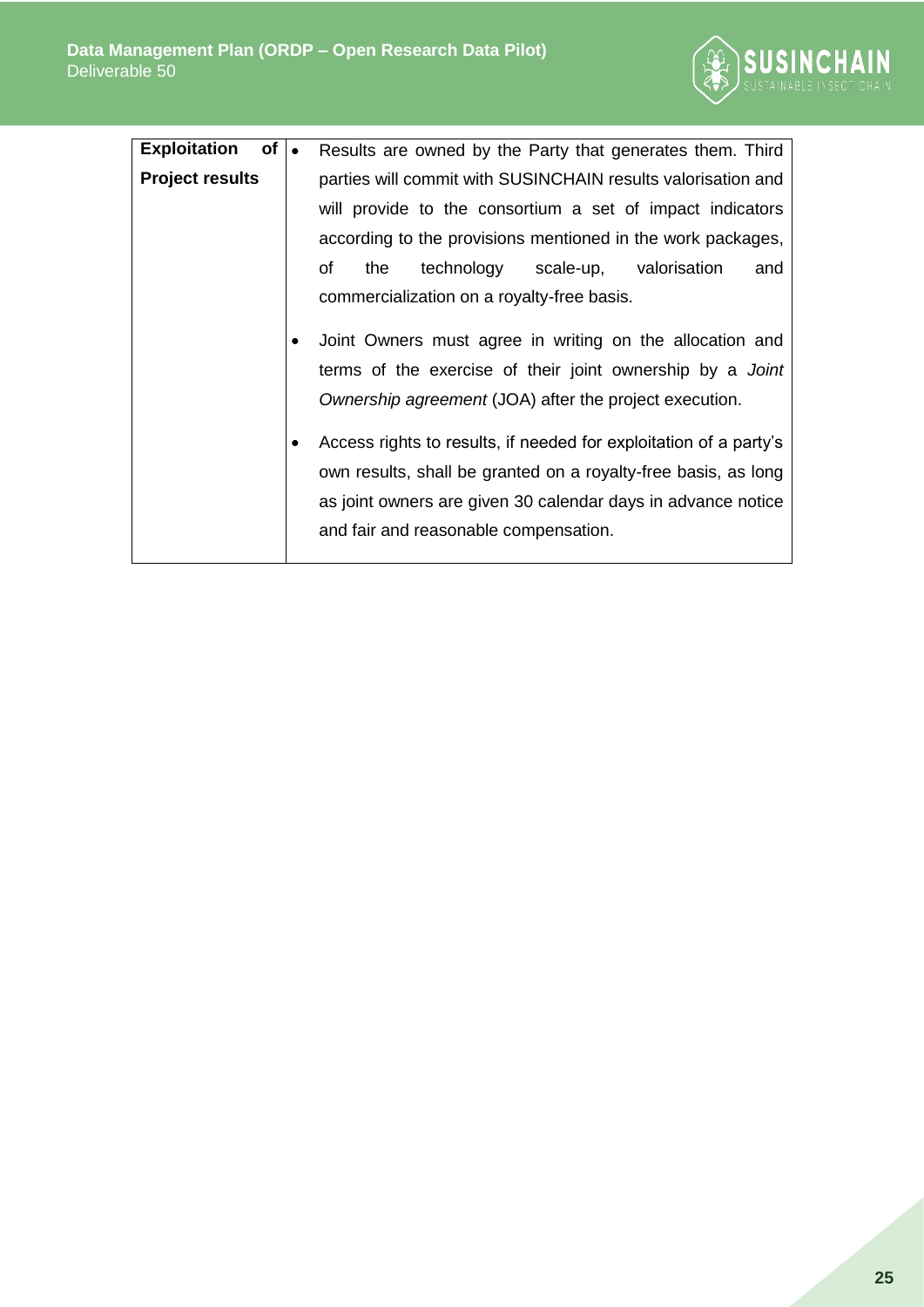| **Exploitation of Project results** | • Results are owned by the Party that generates them. Third parties will commit with SUSINCHAIN results valorisation and will provide to the consortium a set of impact indicators according to the provisions mentioned in the work packages, of the technology scale-up, valorisation and commercialization on a royalty-free basis.<br><br>• Joint Owners must agree in writing on the allocation and terms of the exercise of their joint ownership by a *Joint Ownership agreement* (JOA) after the project execution.<br><br>• Access rights to results, if needed for exploitation of a party's own results, shall be granted on a royalty-free basis, as long as joint owners are given 30 calendar days in advance notice and fair and reasonable compensation. |
|---|---|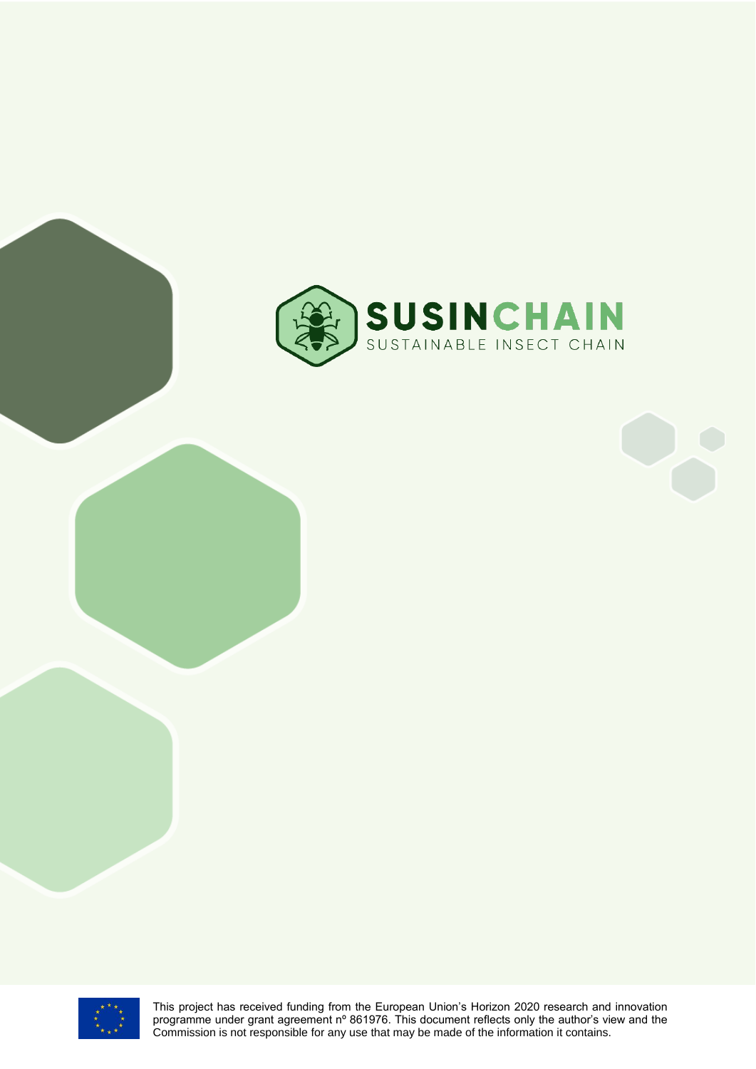SUSINCHAIN

SUSTAINABLE INSECT CHAIN

This project has received funding from the European Union's Horizon 2020 research and innovation programme under grant agreement nº 861976. This document reflects only the author's view and the Commission is not responsible for any use that may be made of the information it contains.